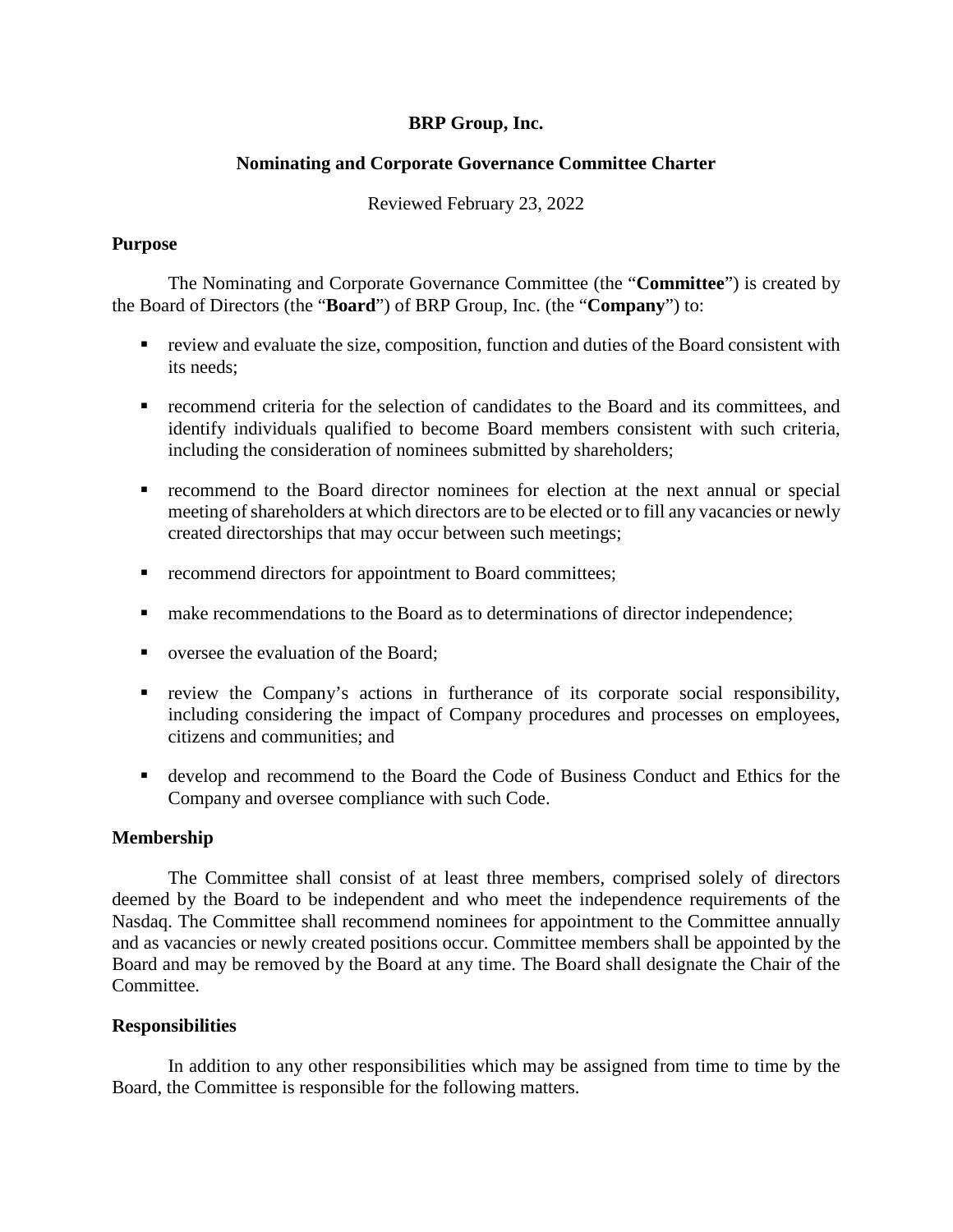# BRP Group, Inc.

## Nominating and Corporate Governance Committee Charter

Reviewed February 23, 2022

### Purpose

The Nominating and Corporate Governance Committee (the "**Committee**") is created by the Board of Directors (the "**Board**") of BRP Group, Inc. (the "**Company**") to:

- review and evaluate the size, composition, function and duties of the Board consistent with its needs;
- recommend criteria for the selection of candidates to the Board and its committees, and identify individuals qualified to become Board members consistent with such criteria, including the consideration of nominees submitted by shareholders;
- recommend to the Board director nominees for election at the next annual or special meeting of shareholders at which directors are to be elected or to fill any vacancies or newly created directorships that may occur between such meetings;
- recommend directors for appointment to Board committees;
- make recommendations to the Board as to determinations of director independence;
- oversee the evaluation of the Board;
- review the Company's actions in furtherance of its corporate social responsibility, including considering the impact of Company procedures and processes on employees, citizens and communities; and
- develop and recommend to the Board the Code of Business Conduct and Ethics for the Company and oversee compliance with such Code.

### Membership

The Committee shall consist of at least three members, comprised solely of directors deemed by the Board to be independent and who meet the independence requirements of the Nasdaq. The Committee shall recommend nominees for appointment to the Committee annually and as vacancies or newly created positions occur. Committee members shall be appointed by the Board and may be removed by the Board at any time. The Board shall designate the Chair of the Committee.

### Responsibilities

In addition to any other responsibilities which may be assigned from time to time by the Board, the Committee is responsible for the following matters.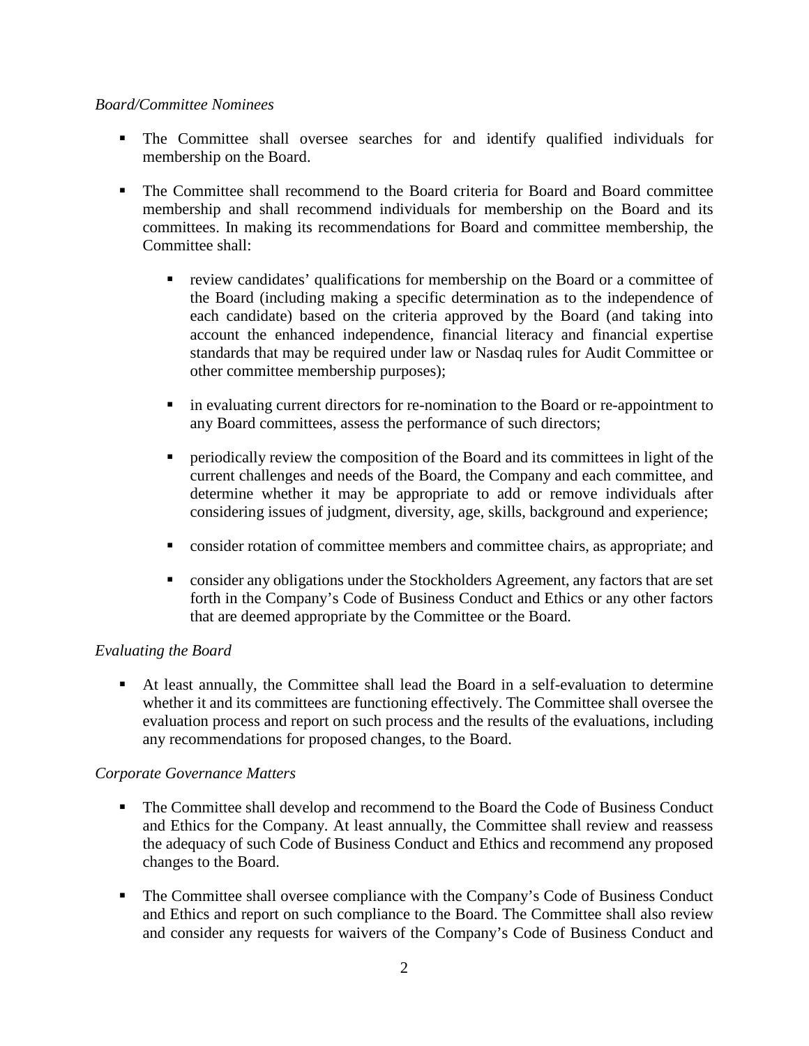*Board/Committee Nominees*

- The Committee shall oversee searches for and identify qualified individuals for membership on the Board.

- The Committee shall recommend to the Board criteria for Board and Board committee membership and shall recommend individuals for membership on the Board and its committees. In making its recommendations for Board and committee membership, the Committee shall:

    - review candidates' qualifications for membership on the Board or a committee of the Board (including making a specific determination as to the independence of each candidate) based on the criteria approved by the Board (and taking into account the enhanced independence, financial literacy and financial expertise standards that may be required under law or Nasdaq rules for Audit Committee or other committee membership purposes);

    - in evaluating current directors for re-nomination to the Board or re-appointment to any Board committees, assess the performance of such directors;

    - periodically review the composition of the Board and its committees in light of the current challenges and needs of the Board, the Company and each committee, and determine whether it may be appropriate to add or remove individuals after considering issues of judgment, diversity, age, skills, background and experience;

    - consider rotation of committee members and committee chairs, as appropriate; and

    - consider any obligations under the Stockholders Agreement, any factors that are set forth in the Company's Code of Business Conduct and Ethics or any other factors that are deemed appropriate by the Committee or the Board.

*Evaluating the Board*

- At least annually, the Committee shall lead the Board in a self-evaluation to determine whether it and its committees are functioning effectively. The Committee shall oversee the evaluation process and report on such process and the results of the evaluations, including any recommendations for proposed changes, to the Board.

*Corporate Governance Matters*

- The Committee shall develop and recommend to the Board the Code of Business Conduct and Ethics for the Company. At least annually, the Committee shall review and reassess the adequacy of such Code of Business Conduct and Ethics and recommend any proposed changes to the Board.

- The Committee shall oversee compliance with the Company's Code of Business Conduct and Ethics and report on such compliance to the Board. The Committee shall also review and consider any requests for waivers of the Company's Code of Business Conduct and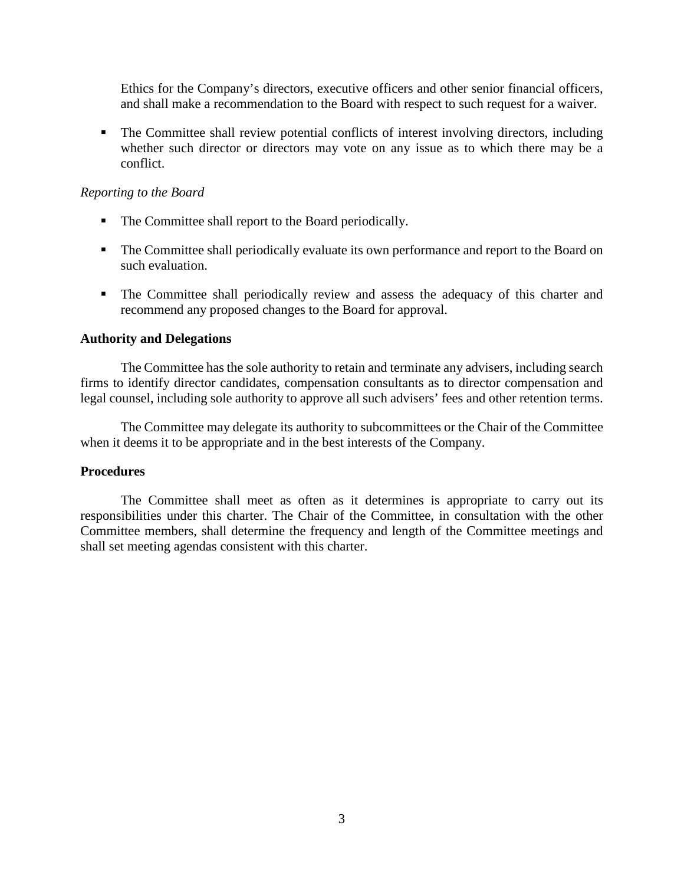Ethics for the Company's directors, executive officers and other senior financial officers, and shall make a recommendation to the Board with respect to such request for a waiver.

- The Committee shall review potential conflicts of interest involving directors, including whether such director or directors may vote on any issue as to which there may be a conflict.

*Reporting to the Board*

- The Committee shall report to the Board periodically.
- The Committee shall periodically evaluate its own performance and report to the Board on such evaluation.
- The Committee shall periodically review and assess the adequacy of this charter and recommend any proposed changes to the Board for approval.

**Authority and Delegations**

The Committee has the sole authority to retain and terminate any advisers, including search firms to identify director candidates, compensation consultants as to director compensation and legal counsel, including sole authority to approve all such advisers' fees and other retention terms.

The Committee may delegate its authority to subcommittees or the Chair of the Committee when it deems it to be appropriate and in the best interests of the Company.

**Procedures**

The Committee shall meet as often as it determines is appropriate to carry out its responsibilities under this charter. The Chair of the Committee, in consultation with the other Committee members, shall determine the frequency and length of the Committee meetings and shall set meeting agendas consistent with this charter.